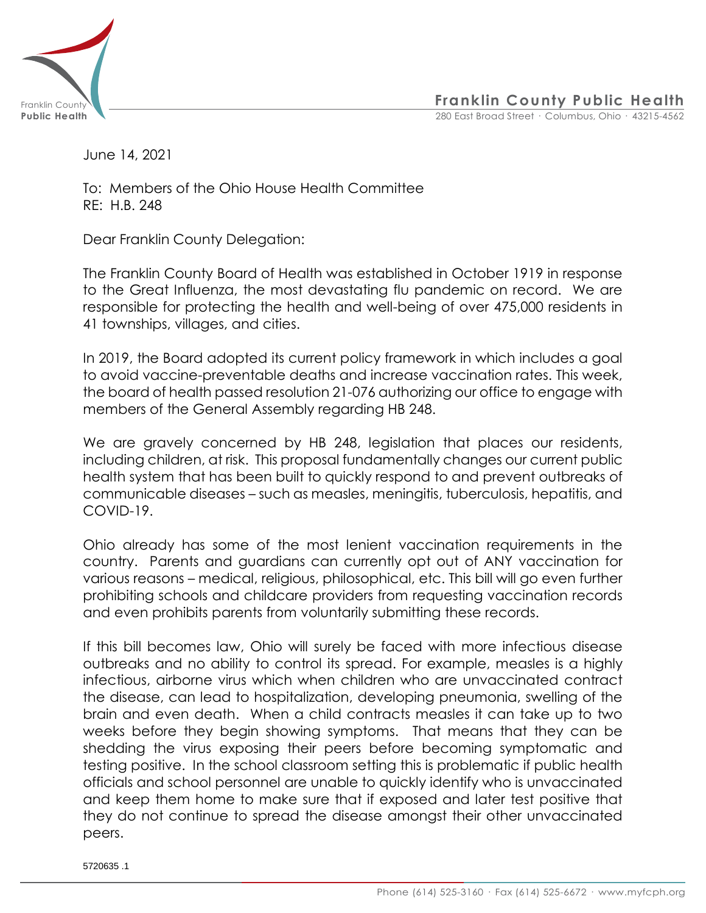**Franklin County Public Health**
280 East Broad Street · Columbus, Ohio · 43215-4562

June 14, 2021

To: Members of the Ohio House Health Committee
RE: H.B. 248

Dear Franklin County Delegation:

The Franklin County Board of Health was established in October 1919 in response to the Great Influenza, the most devastating flu pandemic on record. We are responsible for protecting the health and well-being of over 475,000 residents in 41 townships, villages, and cities.

In 2019, the Board adopted its current policy framework in which includes a goal to avoid vaccine-preventable deaths and increase vaccination rates. This week, the board of health passed resolution 21-076 authorizing our office to engage with members of the General Assembly regarding HB 248.

We are gravely concerned by HB 248, legislation that places our residents, including children, at risk. This proposal fundamentally changes our current public health system that has been built to quickly respond to and prevent outbreaks of communicable diseases – such as measles, meningitis, tuberculosis, hepatitis, and COVID-19.

Ohio already has some of the most lenient vaccination requirements in the country. Parents and guardians can currently opt out of ANY vaccination for various reasons – medical, religious, philosophical, etc. This bill will go even further prohibiting schools and childcare providers from requesting vaccination records and even prohibits parents from voluntarily submitting these records.

If this bill becomes law, Ohio will surely be faced with more infectious disease outbreaks and no ability to control its spread. For example, measles is a highly infectious, airborne virus which when children who are unvaccinated contract the disease, can lead to hospitalization, developing pneumonia, swelling of the brain and even death. When a child contracts measles it can take up to two weeks before they begin showing symptoms. That means that they can be shedding the virus exposing their peers before becoming symptomatic and testing positive. In the school classroom setting this is problematic if public health officials and school personnel are unable to quickly identify who is unvaccinated and keep them home to make sure that if exposed and later test positive that they do not continue to spread the disease amongst their other unvaccinated peers.

5720635 .1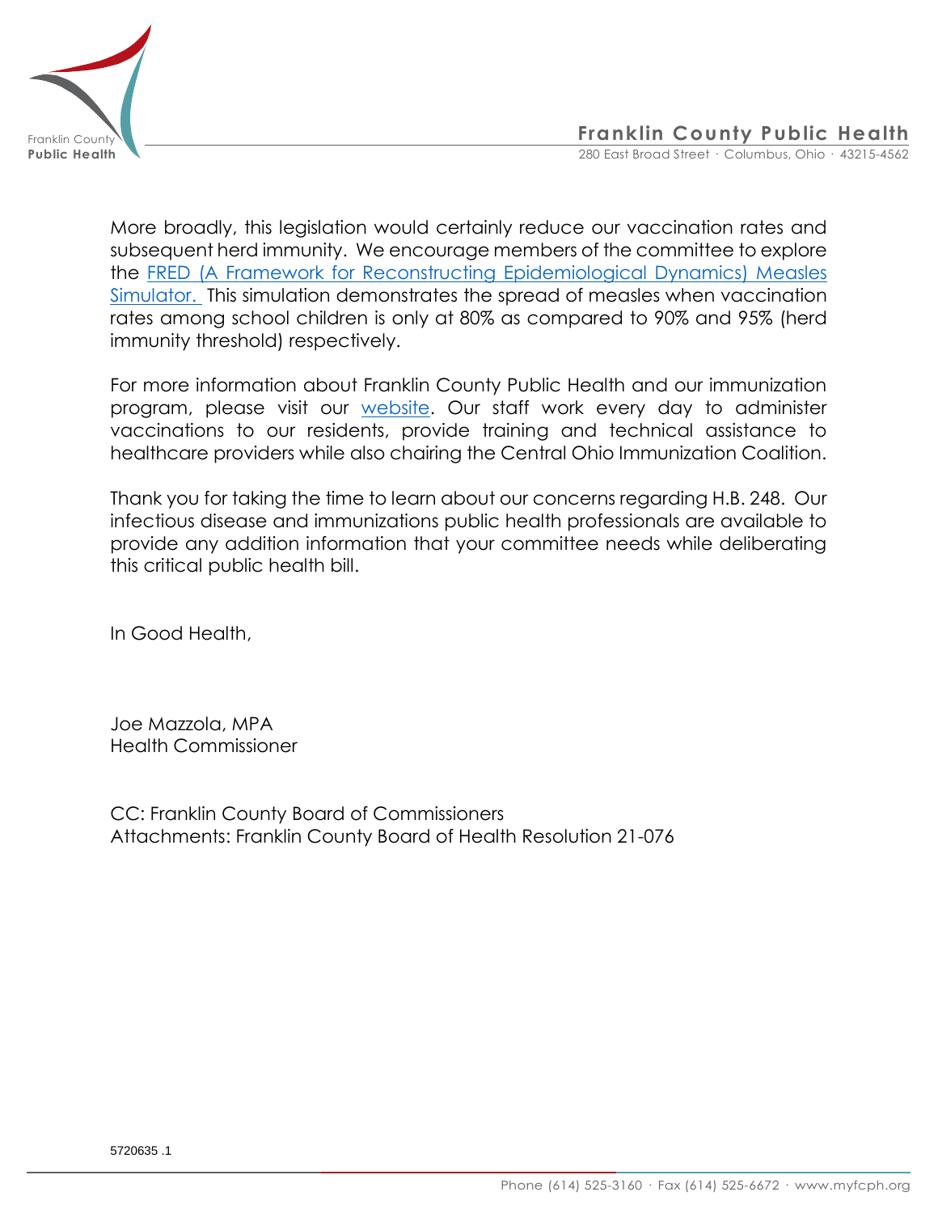More broadly, this legislation would certainly reduce our vaccination rates and subsequent herd immunity. We encourage members of the committee to explore the [FRED (A Framework for Reconstructing Epidemiological Dynamics) Measles Simulator.](#) This simulation demonstrates the spread of measles when vaccination rates among school children is only at 80% as compared to 90% and 95% (herd immunity threshold) respectively.

For more information about Franklin County Public Health and our immunization program, please visit our [website](#). Our staff work every day to administer vaccinations to our residents, provide training and technical assistance to healthcare providers while also chairing the Central Ohio Immunization Coalition.

Thank you for taking the time to learn about our concerns regarding H.B. 248. Our infectious disease and immunizations public health professionals are available to provide any addition information that your committee needs while deliberating this critical public health bill.

In Good Health,

Joe Mazzola, MPA
Health Commissioner

CC: Franklin County Board of Commissioners
Attachments: Franklin County Board of Health Resolution 21-076

5720635 .1